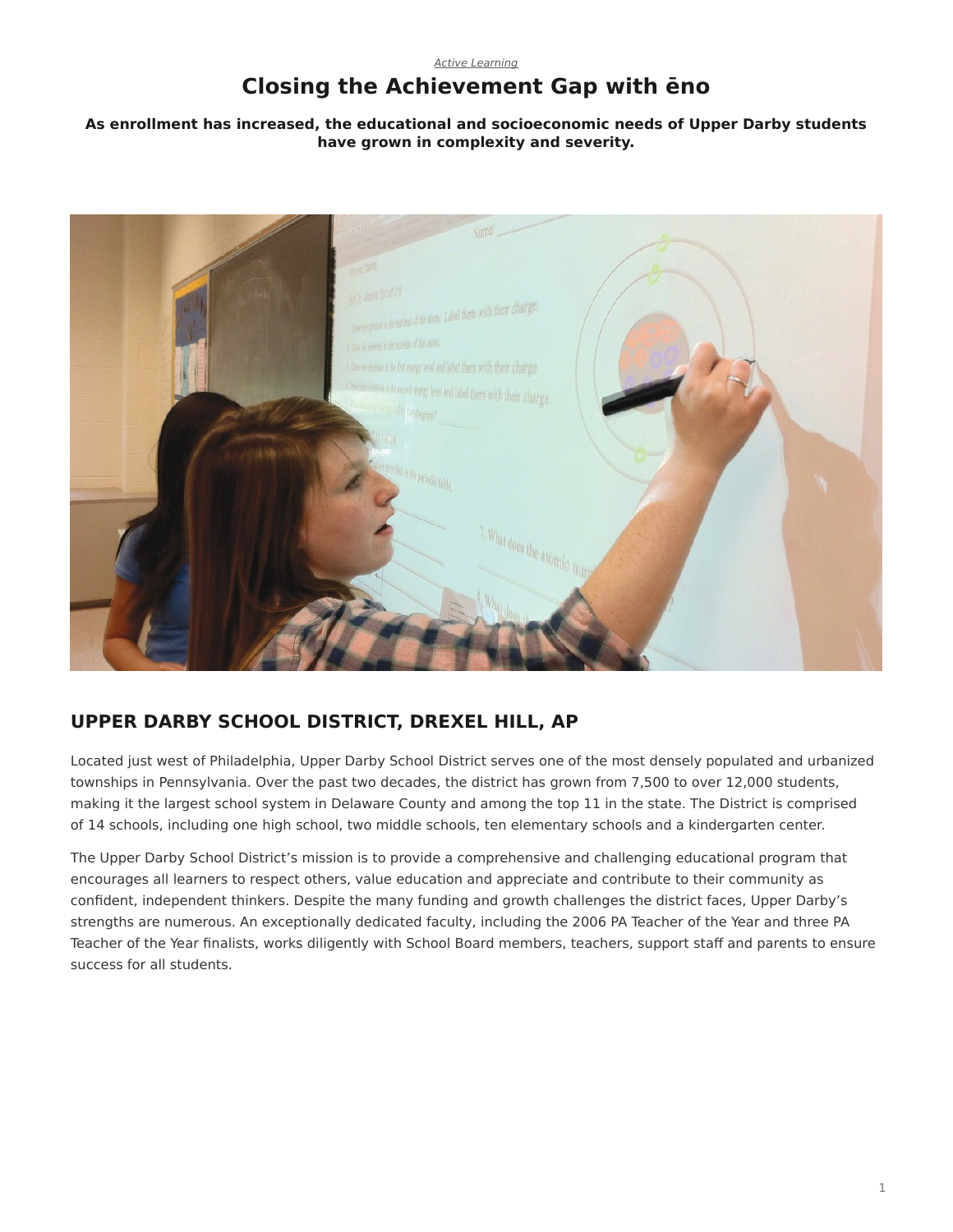*Active Learning*

# Closing the Achievement Gap with ēno

**As enrollment has increased, the educational and socioeconomic needs of Upper Darby students have grown in complexity and severity.**

## UPPER DARBY SCHOOL DISTRICT, DREXEL HILL, AP

Located just west of Philadelphia, Upper Darby School District serves one of the most densely populated and urbanized townships in Pennsylvania. Over the past two decades, the district has grown from 7,500 to over 12,000 students, making it the largest school system in Delaware County and among the top 11 in the state. The District is comprised of 14 schools, including one high school, two middle schools, ten elementary schools and a kindergarten center.

The Upper Darby School District's mission is to provide a comprehensive and challenging educational program that encourages all learners to respect others, value education and appreciate and contribute to their community as confident, independent thinkers. Despite the many funding and growth challenges the district faces, Upper Darby's strengths are numerous. An exceptionally dedicated faculty, including the 2006 PA Teacher of the Year and three PA Teacher of the Year finalists, works diligently with School Board members, teachers, support staff and parents to ensure success for all students.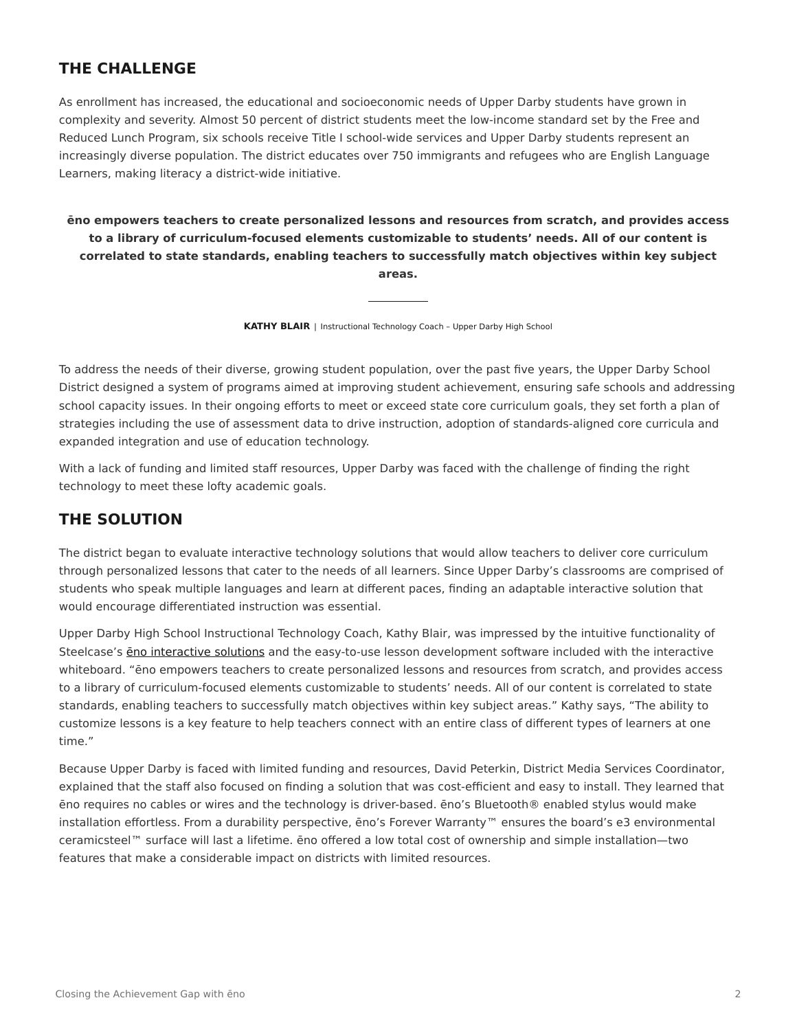## THE CHALLENGE

As enrollment has increased, the educational and socioeconomic needs of Upper Darby students have grown in complexity and severity. Almost 50 percent of district students meet the low-income standard set by the Free and Reduced Lunch Program, six schools receive Title I school-wide services and Upper Darby students represent an increasingly diverse population. The district educates over 750 immigrants and refugees who are English Language Learners, making literacy a district-wide initiative.

> **ēno empowers teachers to create personalized lessons and resources from scratch, and provides access to a library of curriculum-focused elements customizable to students' needs. All of our content is correlated to state standards, enabling teachers to successfully match objectives within key subject areas.**
>
> **KATHY BLAIR** | Instructional Technology Coach – Upper Darby High School

To address the needs of their diverse, growing student population, over the past five years, the Upper Darby School District designed a system of programs aimed at improving student achievement, ensuring safe schools and addressing school capacity issues. In their ongoing efforts to meet or exceed state core curriculum goals, they set forth a plan of strategies including the use of assessment data to drive instruction, adoption of standards-aligned core curricula and expanded integration and use of education technology.

With a lack of funding and limited staff resources, Upper Darby was faced with the challenge of finding the right technology to meet these lofty academic goals.

## THE SOLUTION

The district began to evaluate interactive technology solutions that would allow teachers to deliver core curriculum through personalized lessons that cater to the needs of all learners. Since Upper Darby's classrooms are comprised of students who speak multiple languages and learn at different paces, finding an adaptable interactive solution that would encourage differentiated instruction was essential.

Upper Darby High School Instructional Technology Coach, Kathy Blair, was impressed by the intuitive functionality of Steelcase's ēno interactive solutions and the easy-to-use lesson development software included with the interactive whiteboard. "ēno empowers teachers to create personalized lessons and resources from scratch, and provides access to a library of curriculum-focused elements customizable to students' needs. All of our content is correlated to state standards, enabling teachers to successfully match objectives within key subject areas." Kathy says, "The ability to customize lessons is a key feature to help teachers connect with an entire class of different types of learners at one time."

Because Upper Darby is faced with limited funding and resources, David Peterkin, District Media Services Coordinator, explained that the staff also focused on finding a solution that was cost-efficient and easy to install. They learned that ēno requires no cables or wires and the technology is driver-based. ēno's Bluetooth® enabled stylus would make installation effortless. From a durability perspective, ēno's Forever Warranty™ ensures the board's e3 environmental ceramicsteel™ surface will last a lifetime. ēno offered a low total cost of ownership and simple installation—two features that make a considerable impact on districts with limited resources.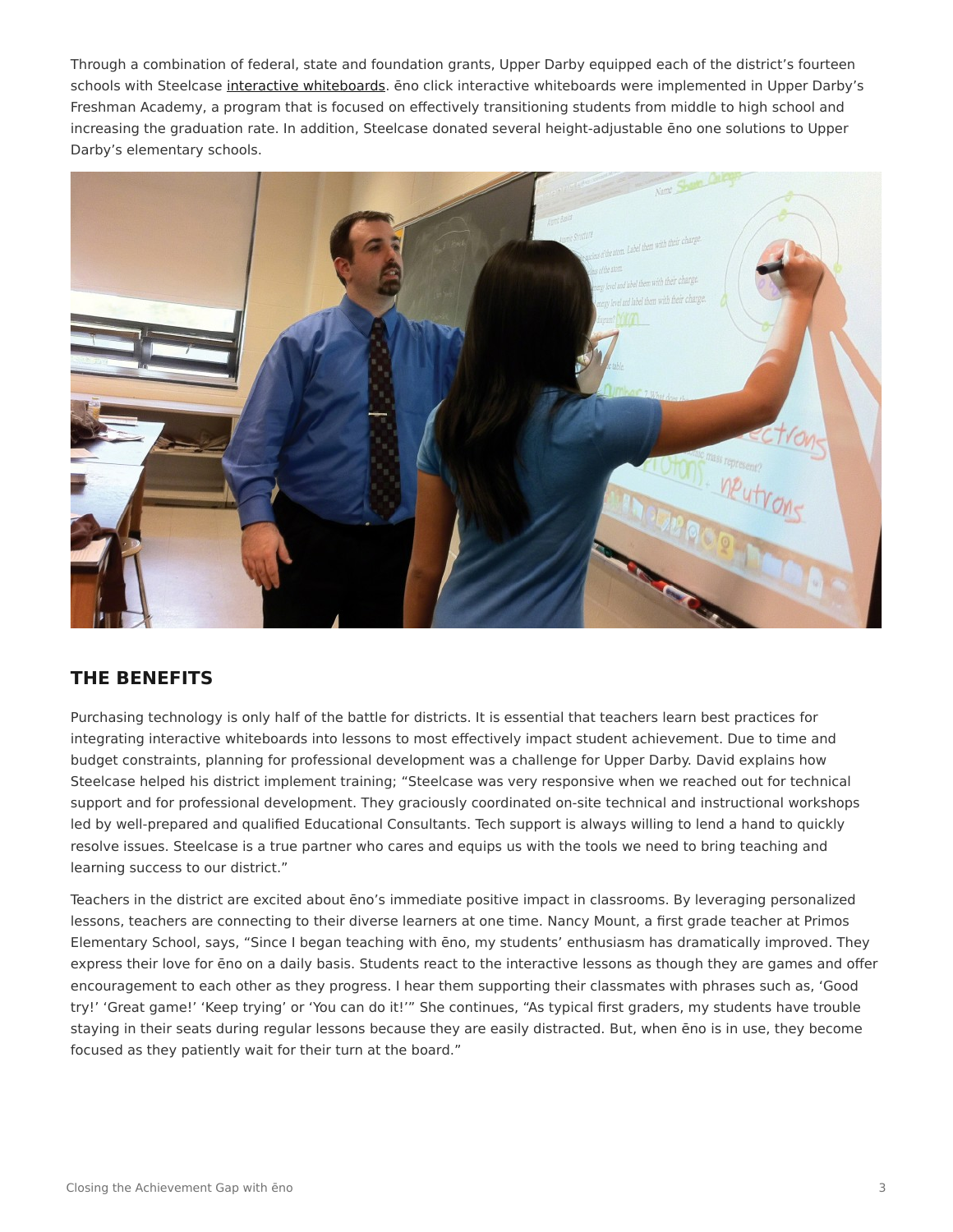Through a combination of federal, state and foundation grants, Upper Darby equipped each of the district's fourteen schools with Steelcase interactive whiteboards. ēno click interactive whiteboards were implemented in Upper Darby's Freshman Academy, a program that is focused on effectively transitioning students from middle to high school and increasing the graduation rate. In addition, Steelcase donated several height-adjustable ēno one solutions to Upper Darby's elementary schools.

## THE BENEFITS

Purchasing technology is only half of the battle for districts. It is essential that teachers learn best practices for integrating interactive whiteboards into lessons to most effectively impact student achievement. Due to time and budget constraints, planning for professional development was a challenge for Upper Darby. David explains how Steelcase helped his district implement training; "Steelcase was very responsive when we reached out for technical support and for professional development. They graciously coordinated on-site technical and instructional workshops led by well-prepared and qualified Educational Consultants. Tech support is always willing to lend a hand to quickly resolve issues. Steelcase is a true partner who cares and equips us with the tools we need to bring teaching and learning success to our district."

Teachers in the district are excited about ēno's immediate positive impact in classrooms. By leveraging personalized lessons, teachers are connecting to their diverse learners at one time. Nancy Mount, a first grade teacher at Primos Elementary School, says, "Since I began teaching with ēno, my students' enthusiasm has dramatically improved. They express their love for ēno on a daily basis. Students react to the interactive lessons as though they are games and offer encouragement to each other as they progress. I hear them supporting their classmates with phrases such as, 'Good try!' 'Great game!' 'Keep trying' or 'You can do it!'" She continues, "As typical first graders, my students have trouble staying in their seats during regular lessons because they are easily distracted. But, when ēno is in use, they become focused as they patiently wait for their turn at the board."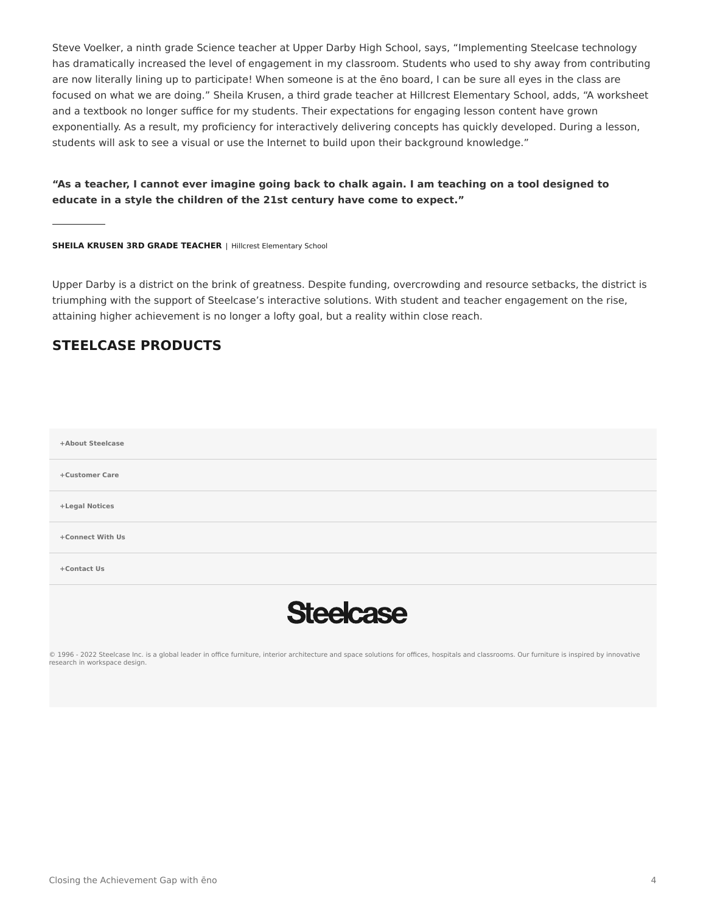Steve Voelker, a ninth grade Science teacher at Upper Darby High School, says, “Implementing Steelcase technology has dramatically increased the level of engagement in my classroom. Students who used to shy away from contributing are now literally lining up to participate! When someone is at the ēno board, I can be sure all eyes in the class are focused on what we are doing.” Sheila Krusen, a third grade teacher at Hillcrest Elementary School, adds, “A worksheet and a textbook no longer suffice for my students. Their expectations for engaging lesson content have grown exponentially. As a result, my proficiency for interactively delivering concepts has quickly developed. During a lesson, students will ask to see a visual or use the Internet to build upon their background knowledge.”

**“As a teacher, I cannot ever imagine going back to chalk again. I am teaching on a tool designed to educate in a style the children of the 21st century have come to expect.”**

**SHEILA KRUSEN 3RD GRADE TEACHER** | Hillcrest Elementary School

Upper Darby is a district on the brink of greatness. Despite funding, overcrowding and resource setbacks, the district is triumphing with the support of Steelcase’s interactive solutions. With student and teacher engagement on the rise, attaining higher achievement is no longer a lofty goal, but a reality within close reach.

## STEELCASE PRODUCTS

**+About Steelcase**

**+Customer Care**

**+Legal Notices**

**+Connect With Us**

**+Contact Us**

Steelcase

© 1996 - 2022 Steelcase Inc. is a global leader in office furniture, interior architecture and space solutions for offices, hospitals and classrooms. Our furniture is inspired by innovative research in workspace design.